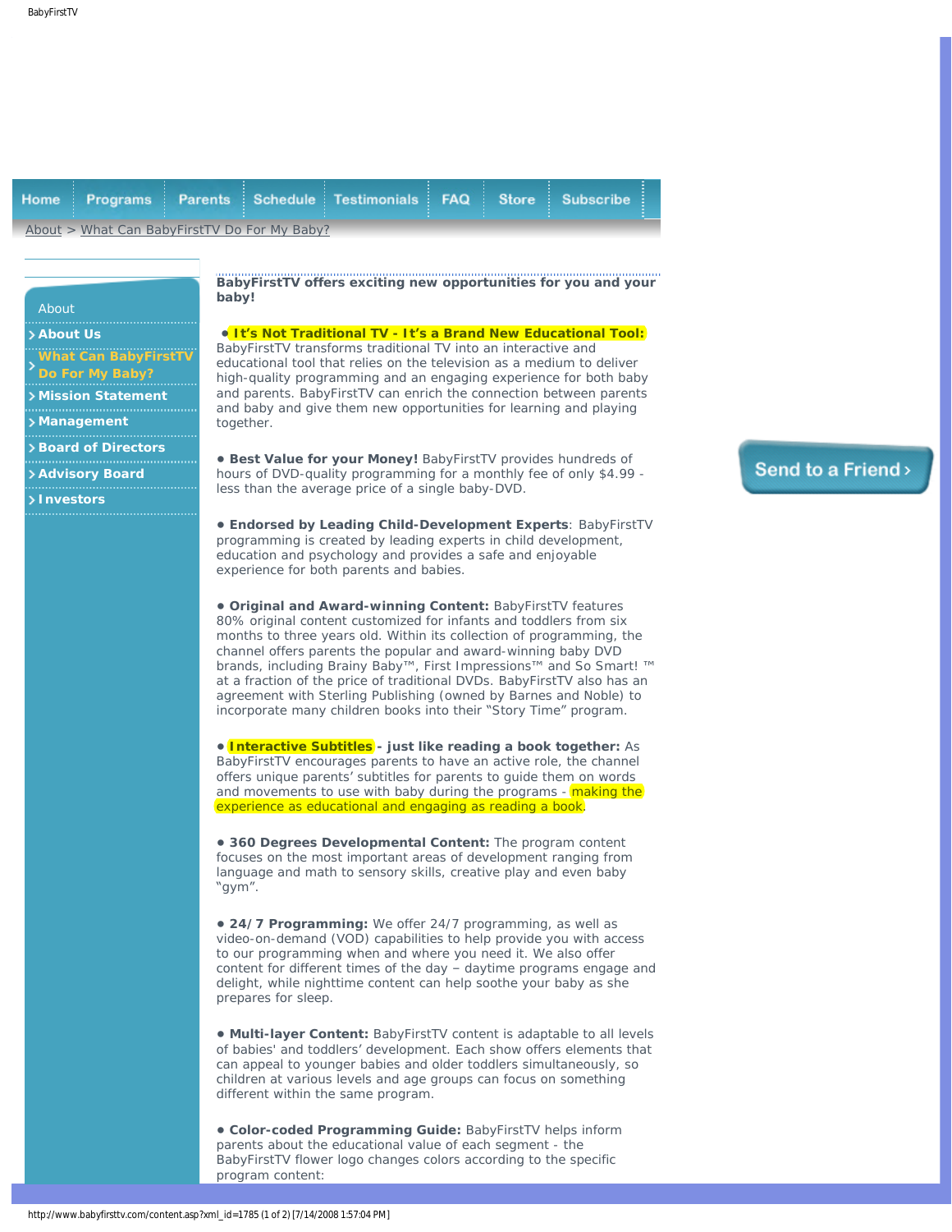Home | Programs | Parents | Schedule | Testimonials | FAQ | Store | Subscribe

About > What Can BabyFirstTV Do For My Baby?

About
- About Us
- What Can BabyFirstTV Do For My Baby?
- Mission Statement
- Management
- Board of Directors
- Advisory Board
- Investors

**BabyFirstTV offers exciting new opportunities for you and your baby!**

- **It's Not Traditional TV - It's a Brand New Educational Tool:** BabyFirstTV transforms traditional TV into an interactive and educational tool that relies on the television as a medium to deliver high-quality programming and an engaging experience for both baby and parents. BabyFirstTV can enrich the connection between parents and baby and give them new opportunities for learning and playing together.

- **Best Value for your Money!** BabyFirstTV provides hundreds of hours of DVD-quality programming for a monthly fee of only $4.99 - less than the average price of a single baby-DVD.

- **Endorsed by Leading Child-Development Experts**: BabyFirstTV programming is created by leading experts in child development, education and psychology and provides a safe and enjoyable experience for both parents and babies.

- **Original and Award-winning Content:** BabyFirstTV features 80% original content customized for infants and toddlers from six months to three years old. Within its collection of programming, the channel offers parents the popular and award-winning baby DVD brands, including Brainy Baby™, First Impressions™ and So Smart! ™ at a fraction of the price of traditional DVDs. BabyFirstTV also has an agreement with Sterling Publishing (owned by Barnes and Noble) to incorporate many children books into their "Story Time" program.

- **Interactive Subtitles - just like reading a book together:** As BabyFirstTV encourages parents to have an active role, the channel offers unique parents' subtitles for parents to guide them on words and movements to use with baby during the programs - making the experience as educational and engaging as reading a book.

- **360 Degrees Developmental Content:** The program content focuses on the most important areas of development ranging from language and math to sensory skills, creative play and even baby "gym".

- **24/7 Programming:** We offer 24/7 programming, as well as video-on-demand (VOD) capabilities to help provide you with access to our programming when and where you need it. We also offer content for different times of the day – daytime programs engage and delight, while nighttime content can help soothe your baby as she prepares for sleep.

- **Multi-layer Content:** BabyFirstTV content is adaptable to all levels of babies' and toddlers' development. Each show offers elements that can appeal to younger babies and older toddlers simultaneously, so children at various levels and age groups can focus on something different within the same program.

- **Color-coded Programming Guide:** BabyFirstTV helps inform parents about the educational value of each segment - the BabyFirstTV flower logo changes colors according to the specific program content:

Send to a Friend >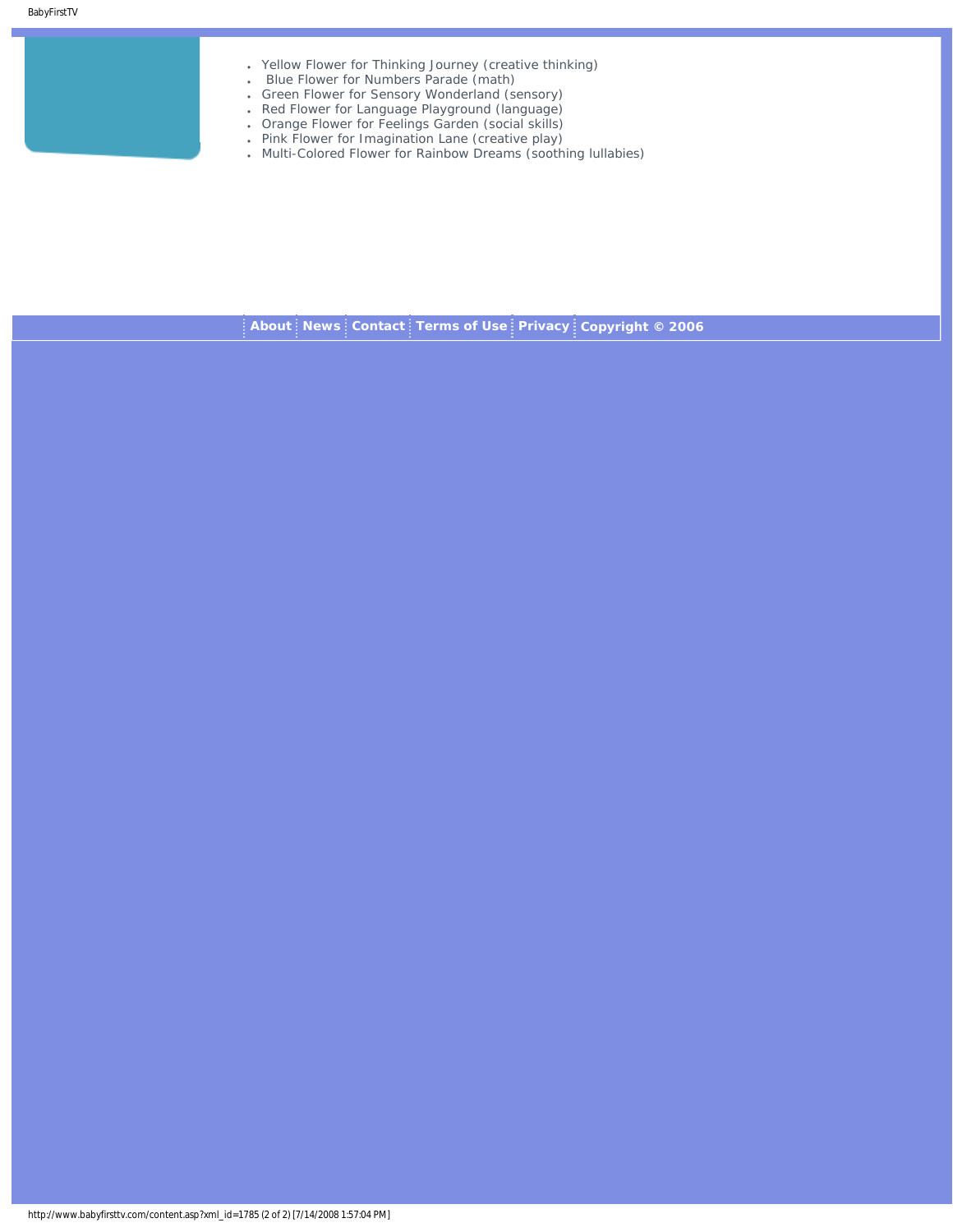- Yellow Flower for Thinking Journey (creative thinking)
- Blue Flower for Numbers Parade (math)
- Green Flower for Sensory Wonderland (sensory)
- Red Flower for Language Playground (language)
- Orange Flower for Feelings Garden (social skills)
- Pink Flower for Imagination Lane (creative play)
- Multi-Colored Flower for Rainbow Dreams (soothing lullabies)

**About** | **News** | **Contact** | **Terms of Use** | **Privacy** | **Copyright © 2006**